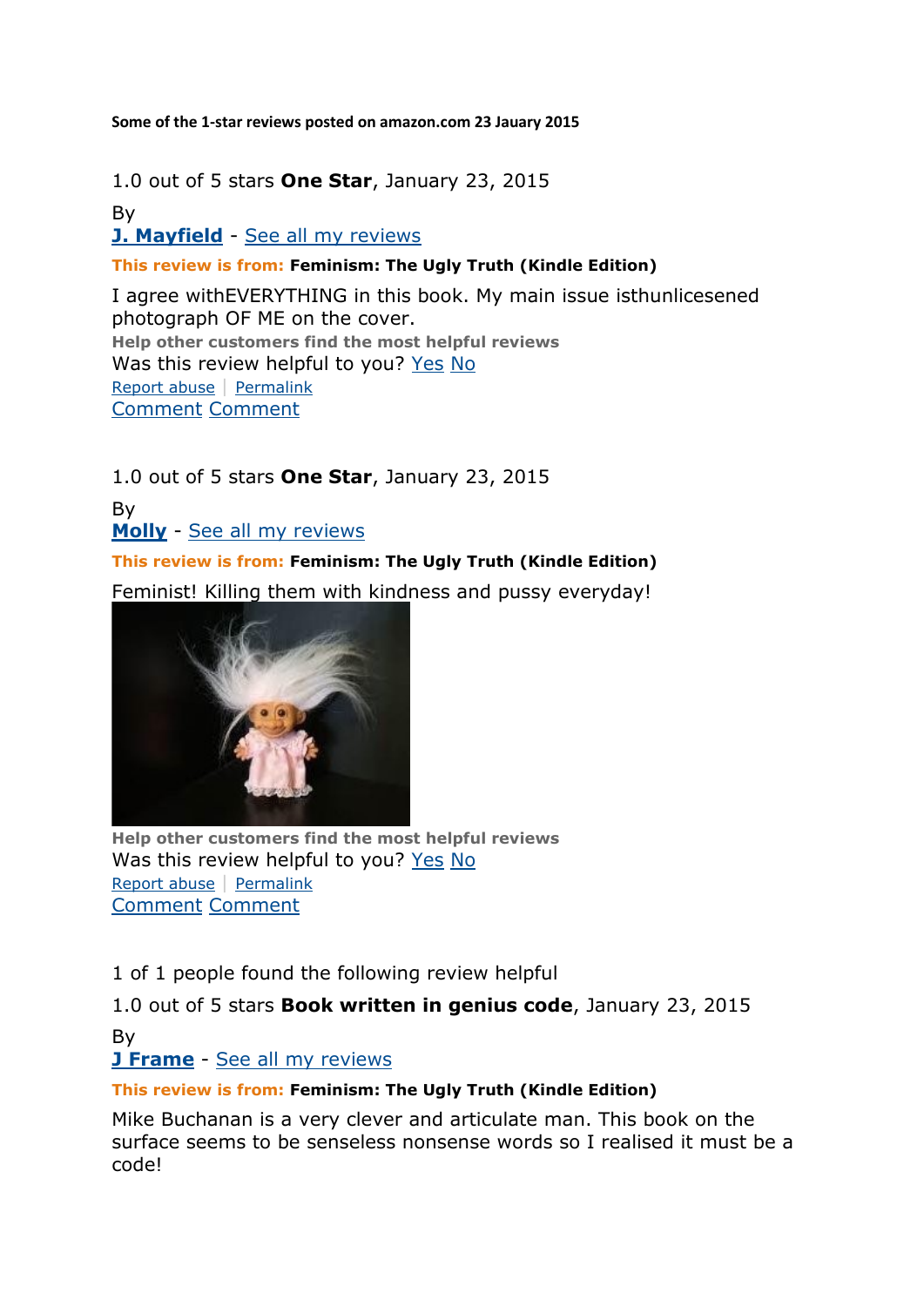**Some of the 1-star reviews posted on amazon.com 23 Jauary 2015**

1.0 out of 5 stars **One Star**, January 23, 2015

By
**J. Mayfield** - See all my reviews

**This review is from:** **Feminism: The Ugly Truth (Kindle Edition)**

I agree withEVERYTHING in this book. My main issue isthunlicesened photograph OF ME on the cover.

**Help other customers find the most helpful reviews**
Was this review helpful to you? Yes No
Report abuse | Permalink
Comment Comment

1.0 out of 5 stars **One Star**, January 23, 2015

By
**Molly** - See all my reviews

**This review is from:** **Feminism: The Ugly Truth (Kindle Edition)**

Feminist! Killing them with kindness and pussy everyday!

**Help other customers find the most helpful reviews**
Was this review helpful to you? Yes No
Report abuse | Permalink
Comment Comment

1 of 1 people found the following review helpful

1.0 out of 5 stars **Book written in genius code**, January 23, 2015

By
**J Frame** - See all my reviews

**This review is from:** **Feminism: The Ugly Truth (Kindle Edition)**

Mike Buchanan is a very clever and articulate man. This book on the surface seems to be senseless nonsense words so I realised it must be a code!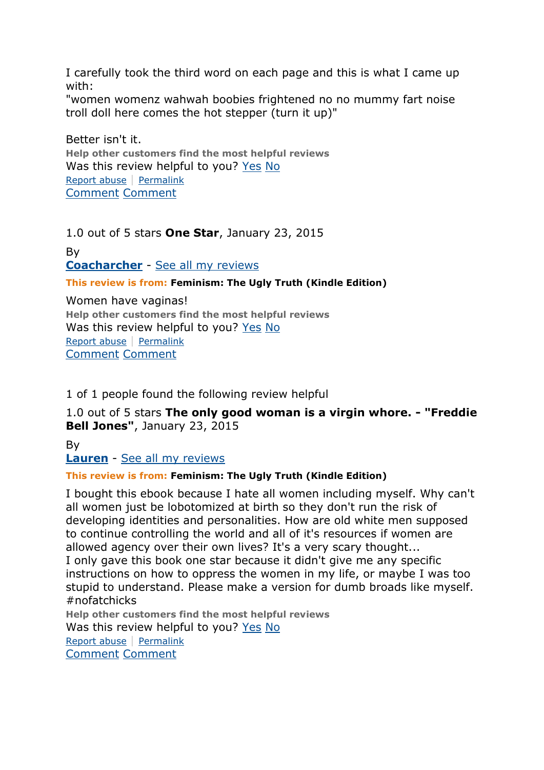I carefully took the third word on each page and this is what I came up with:
"women womenz wahwah boobies frightened no no mummy fart noise troll doll here comes the hot stepper (turn it up)"

Better isn't it.

**Help other customers find the most helpful reviews**
Was this review helpful to you? Yes No
Report abuse | Permalink
Comment Comment

1.0 out of 5 stars **One Star**, January 23, 2015

By
**Coacharcher** - See all my reviews

**This review is from: Feminism: The Ugly Truth (Kindle Edition)**

Women have vaginas!

**Help other customers find the most helpful reviews**
Was this review helpful to you? Yes No
Report abuse | Permalink
Comment Comment

1 of 1 people found the following review helpful

1.0 out of 5 stars **The only good woman is a virgin whore. - "Freddie Bell Jones"**, January 23, 2015

By
**Lauren** - See all my reviews

**This review is from: Feminism: The Ugly Truth (Kindle Edition)**

I bought this ebook because I hate all women including myself. Why can't all women just be lobotomized at birth so they don't run the risk of developing identities and personalities. How are old white men supposed to continue controlling the world and all of it's resources if women are allowed agency over their own lives? It's a very scary thought...
I only gave this book one star because it didn't give me any specific instructions on how to oppress the women in my life, or maybe I was too stupid to understand. Please make a version for dumb broads like myself. #nofatchicks

**Help other customers find the most helpful reviews**
Was this review helpful to you? Yes No
Report abuse | Permalink
Comment Comment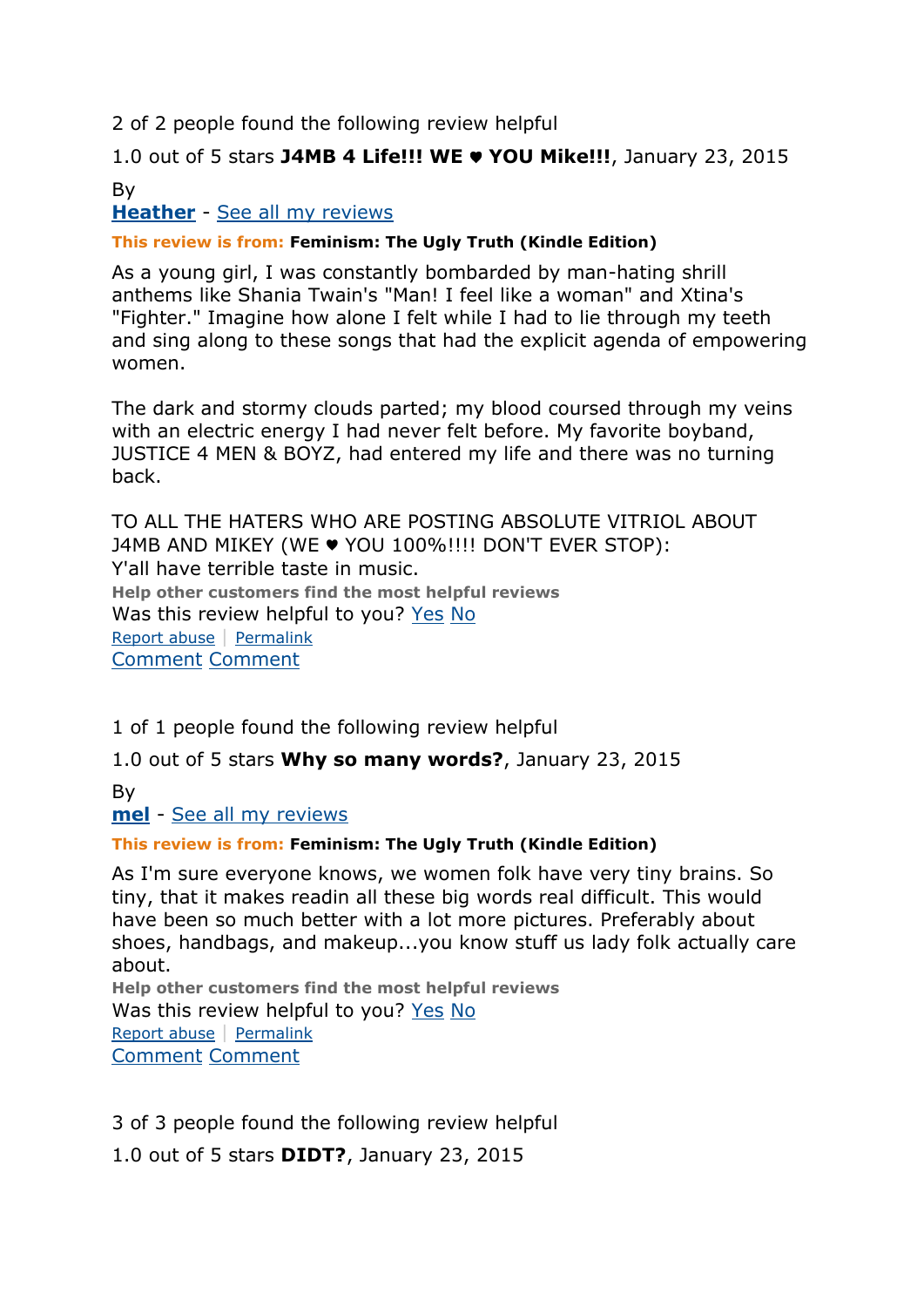2 of 2 people found the following review helpful

1.0 out of 5 stars **J4MB 4 Life!!! WE ♥ YOU Mike!!!**, January 23, 2015

By
**Heather** - See all my reviews

**This review is from: Feminism: The Ugly Truth (Kindle Edition)**

As a young girl, I was constantly bombarded by man-hating shrill anthems like Shania Twain's "Man! I feel like a woman" and Xtina's "Fighter." Imagine how alone I felt while I had to lie through my teeth and sing along to these songs that had the explicit agenda of empowering women.

The dark and stormy clouds parted; my blood coursed through my veins with an electric energy I had never felt before. My favorite boyband, JUSTICE 4 MEN & BOYZ, had entered my life and there was no turning back.

TO ALL THE HATERS WHO ARE POSTING ABSOLUTE VITRIOL ABOUT J4MB AND MIKEY (WE ♥ YOU 100%!!!! DON'T EVER STOP):
Y'all have terrible taste in music.

**Help other customers find the most helpful reviews**
Was this review helpful to you? Yes No
Report abuse | Permalink
Comment Comment

1 of 1 people found the following review helpful

1.0 out of 5 stars **Why so many words?**, January 23, 2015

By
**mel** - See all my reviews

**This review is from: Feminism: The Ugly Truth (Kindle Edition)**

As I'm sure everyone knows, we women folk have very tiny brains. So tiny, that it makes readin all these big words real difficult. This would have been so much better with a lot more pictures. Preferably about shoes, handbags, and makeup...you know stuff us lady folk actually care about.

**Help other customers find the most helpful reviews**
Was this review helpful to you? Yes No
Report abuse | Permalink
Comment Comment

3 of 3 people found the following review helpful

1.0 out of 5 stars **DIDT?**, January 23, 2015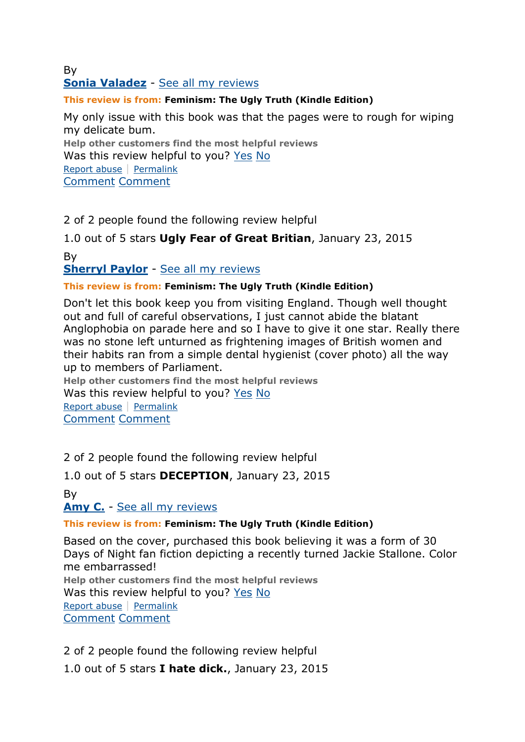By

**Sonia Valadez** - See all my reviews

**This review is from: Feminism: The Ugly Truth (Kindle Edition)**

My only issue with this book was that the pages were to rough for wiping my delicate bum.

**Help other customers find the most helpful reviews**

Was this review helpful to you? Yes No

Report abuse | Permalink

Comment Comment

2 of 2 people found the following review helpful

1.0 out of 5 stars **Ugly Fear of Great Britian**, January 23, 2015

By

**Sherryl Paylor** - See all my reviews

**This review is from: Feminism: The Ugly Truth (Kindle Edition)**

Don't let this book keep you from visiting England. Though well thought out and full of careful observations, I just cannot abide the blatant Anglophobia on parade here and so I have to give it one star. Really there was no stone left unturned as frightening images of British women and their habits ran from a simple dental hygienist (cover photo) all the way up to members of Parliament.

**Help other customers find the most helpful reviews**

Was this review helpful to you? Yes No

Report abuse | Permalink

Comment Comment

2 of 2 people found the following review helpful

1.0 out of 5 stars **DECEPTION**, January 23, 2015

By

**Amy C.** - See all my reviews

**This review is from: Feminism: The Ugly Truth (Kindle Edition)**

Based on the cover, purchased this book believing it was a form of 30 Days of Night fan fiction depicting a recently turned Jackie Stallone. Color me embarrassed!

**Help other customers find the most helpful reviews**

Was this review helpful to you? Yes No

Report abuse | Permalink

Comment Comment

2 of 2 people found the following review helpful

1.0 out of 5 stars **I hate dick.**, January 23, 2015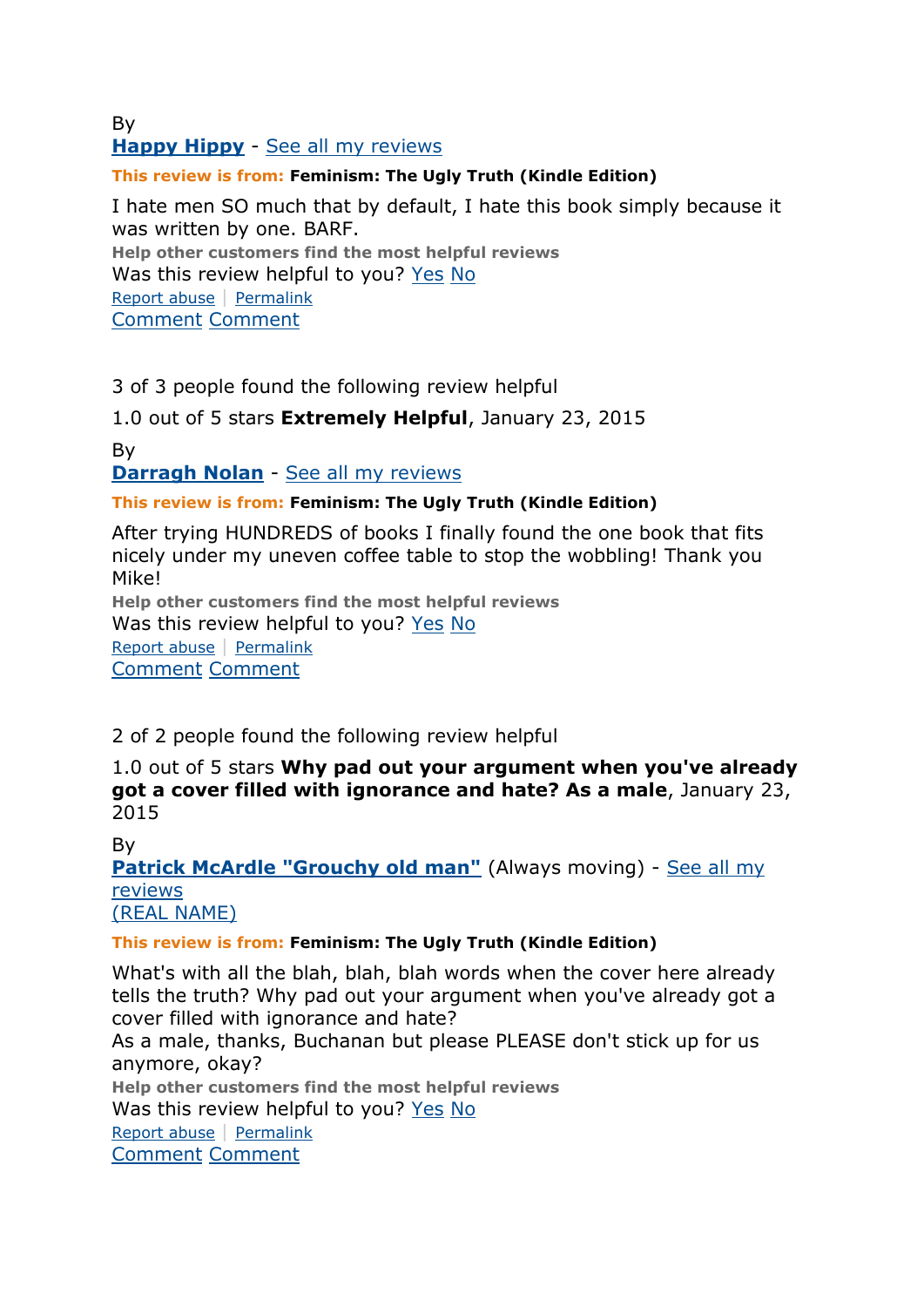By
**Happy Hippy** - See all my reviews

**This review is from:** **Feminism: The Ugly Truth (Kindle Edition)**

I hate men SO much that by default, I hate this book simply because it was written by one. BARF.

**Help other customers find the most helpful reviews**
Was this review helpful to you? Yes No
Report abuse | Permalink
Comment Comment

3 of 3 people found the following review helpful

1.0 out of 5 stars **Extremely Helpful**, January 23, 2015

By
**Darragh Nolan** - See all my reviews

**This review is from:** **Feminism: The Ugly Truth (Kindle Edition)**

After trying HUNDREDS of books I finally found the one book that fits nicely under my uneven coffee table to stop the wobbling! Thank you Mike!

**Help other customers find the most helpful reviews**
Was this review helpful to you? Yes No
Report abuse | Permalink
Comment Comment

2 of 2 people found the following review helpful

1.0 out of 5 stars **Why pad out your argument when you've already got a cover filled with ignorance and hate? As a male**, January 23, 2015

By
**Patrick McArdle "Grouchy old man"** (Always moving) - See all my reviews
(REAL NAME)

**This review is from:** **Feminism: The Ugly Truth (Kindle Edition)**

What's with all the blah, blah, blah words when the cover here already tells the truth? Why pad out your argument when you've already got a cover filled with ignorance and hate?
As a male, thanks, Buchanan but please PLEASE don't stick up for us anymore, okay?

**Help other customers find the most helpful reviews**
Was this review helpful to you? Yes No
Report abuse | Permalink
Comment Comment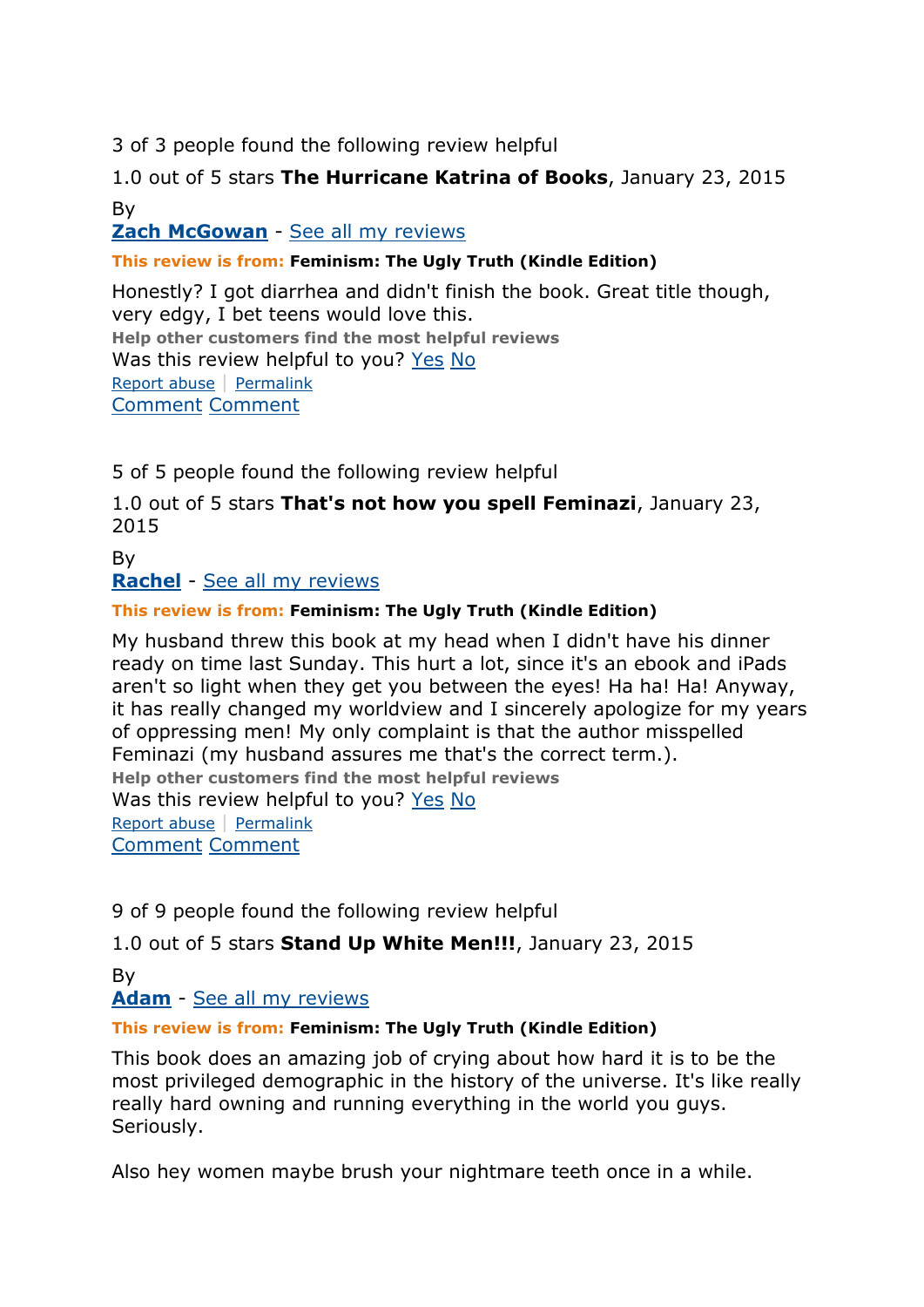3 of 3 people found the following review helpful

1.0 out of 5 stars **The Hurricane Katrina of Books**, January 23, 2015

By

**Zach McGowan** - See all my reviews

**This review is from: Feminism: The Ugly Truth (Kindle Edition)**

Honestly? I got diarrhea and didn't finish the book. Great title though, very edgy, I bet teens would love this.

**Help other customers find the most helpful reviews**

Was this review helpful to you? Yes No

Report abuse | Permalink

Comment Comment

5 of 5 people found the following review helpful

1.0 out of 5 stars **That's not how you spell Feminazi**, January 23, 2015

By

**Rachel** - See all my reviews

**This review is from: Feminism: The Ugly Truth (Kindle Edition)**

My husband threw this book at my head when I didn't have his dinner ready on time last Sunday. This hurt a lot, since it's an ebook and iPads aren't so light when they get you between the eyes! Ha ha! Ha! Anyway, it has really changed my worldview and I sincerely apologize for my years of oppressing men! My only complaint is that the author misspelled Feminazi (my husband assures me that's the correct term.).

**Help other customers find the most helpful reviews**

Was this review helpful to you? Yes No

Report abuse | Permalink

Comment Comment

9 of 9 people found the following review helpful

1.0 out of 5 stars **Stand Up White Men!!!**, January 23, 2015

By

**Adam** - See all my reviews

**This review is from: Feminism: The Ugly Truth (Kindle Edition)**

This book does an amazing job of crying about how hard it is to be the most privileged demographic in the history of the universe. It's like really really hard owning and running everything in the world you guys. Seriously.

Also hey women maybe brush your nightmare teeth once in a while.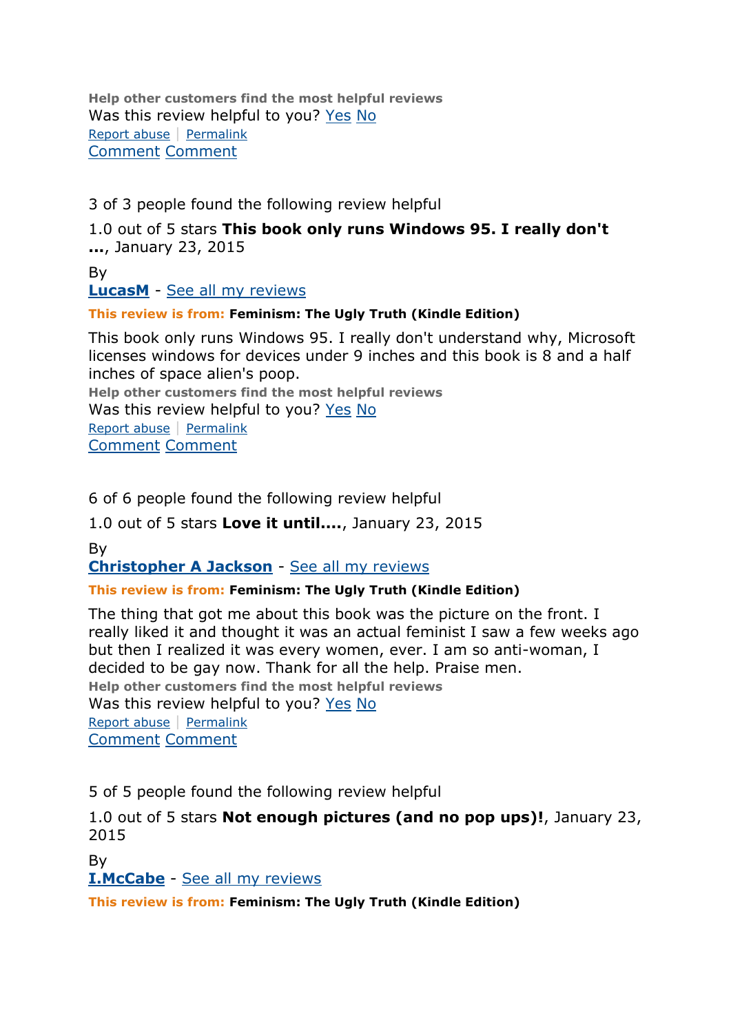**Help other customers find the most helpful reviews**
Was this review helpful to you? Yes No
Report abuse | Permalink
Comment Comment

3 of 3 people found the following review helpful

1.0 out of 5 stars **This book only runs Windows 95. I really don't ...**, January 23, 2015

By
**LucasM** - See all my reviews

**This review is from:** **Feminism: The Ugly Truth (Kindle Edition)**

This book only runs Windows 95. I really don't understand why, Microsoft licenses windows for devices under 9 inches and this book is 8 and a half inches of space alien's poop.

**Help other customers find the most helpful reviews**
Was this review helpful to you? Yes No
Report abuse | Permalink
Comment Comment

6 of 6 people found the following review helpful

1.0 out of 5 stars **Love it until....**, January 23, 2015

By
**Christopher A Jackson** - See all my reviews

**This review is from:** **Feminism: The Ugly Truth (Kindle Edition)**

The thing that got me about this book was the picture on the front. I really liked it and thought it was an actual feminist I saw a few weeks ago but then I realized it was every women, ever. I am so anti-woman, I decided to be gay now. Thank for all the help. Praise men.

**Help other customers find the most helpful reviews**
Was this review helpful to you? Yes No
Report abuse | Permalink
Comment Comment

5 of 5 people found the following review helpful

1.0 out of 5 stars **Not enough pictures (and no pop ups)!**, January 23, 2015

By
**I.McCabe** - See all my reviews

**This review is from:** **Feminism: The Ugly Truth (Kindle Edition)**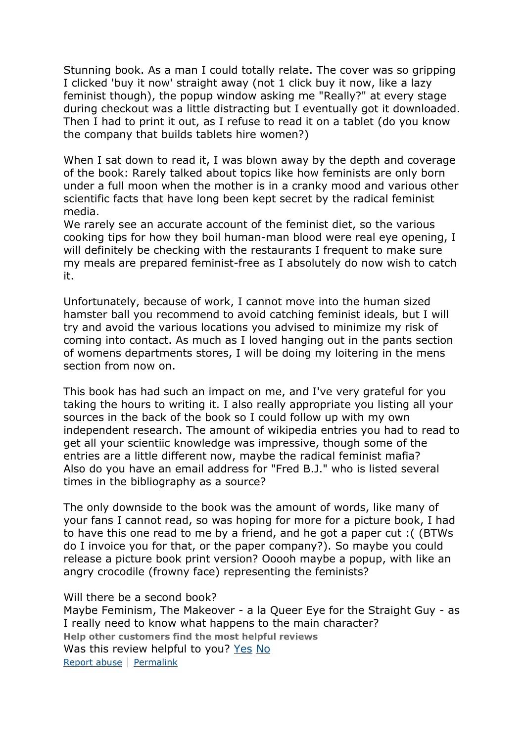Stunning book. As a man I could totally relate. The cover was so gripping I clicked 'buy it now' straight away (not 1 click buy it now, like a lazy feminist though), the popup window asking me "Really?" at every stage during checkout was a little distracting but I eventually got it downloaded. Then I had to print it out, as I refuse to read it on a tablet (do you know the company that builds tablets hire women?)

When I sat down to read it, I was blown away by the depth and coverage of the book: Rarely talked about topics like how feminists are only born under a full moon when the mother is in a cranky mood and various other scientific facts that have long been kept secret by the radical feminist media.
We rarely see an accurate account of the feminist diet, so the various cooking tips for how they boil human-man blood were real eye opening, I will definitely be checking with the restaurants I frequent to make sure my meals are prepared feminist-free as I absolutely do now wish to catch it.

Unfortunately, because of work, I cannot move into the human sized hamster ball you recommend to avoid catching feminist ideals, but I will try and avoid the various locations you advised to minimize my risk of coming into contact. As much as I loved hanging out in the pants section of womens departments stores, I will be doing my loitering in the mens section from now on.

This book has had such an impact on me, and I've very grateful for you taking the hours to writing it. I also really appropriate you listing all your sources in the back of the book so I could follow up with my own independent research. The amount of wikipedia entries you had to read to get all your scientiic knowledge was impressive, though some of the entries are a little different now, maybe the radical feminist mafia?
Also do you have an email address for "Fred B.J." who is listed several times in the bibliography as a source?

The only downside to the book was the amount of words, like many of your fans I cannot read, so was hoping for more for a picture book, I had to have this one read to me by a friend, and he got a paper cut :( (BTWs do I invoice you for that, or the paper company?). So maybe you could release a picture book print version? Ooooh maybe a popup, with like an angry crocodile (frowny face) representing the feminists?

Will there be a second book?
Maybe Feminism, The Makeover - a la Queer Eye for the Straight Guy - as I really need to know what happens to the main character?

**Help other customers find the most helpful reviews**
Was this review helpful to you? Yes No
Report abuse | Permalink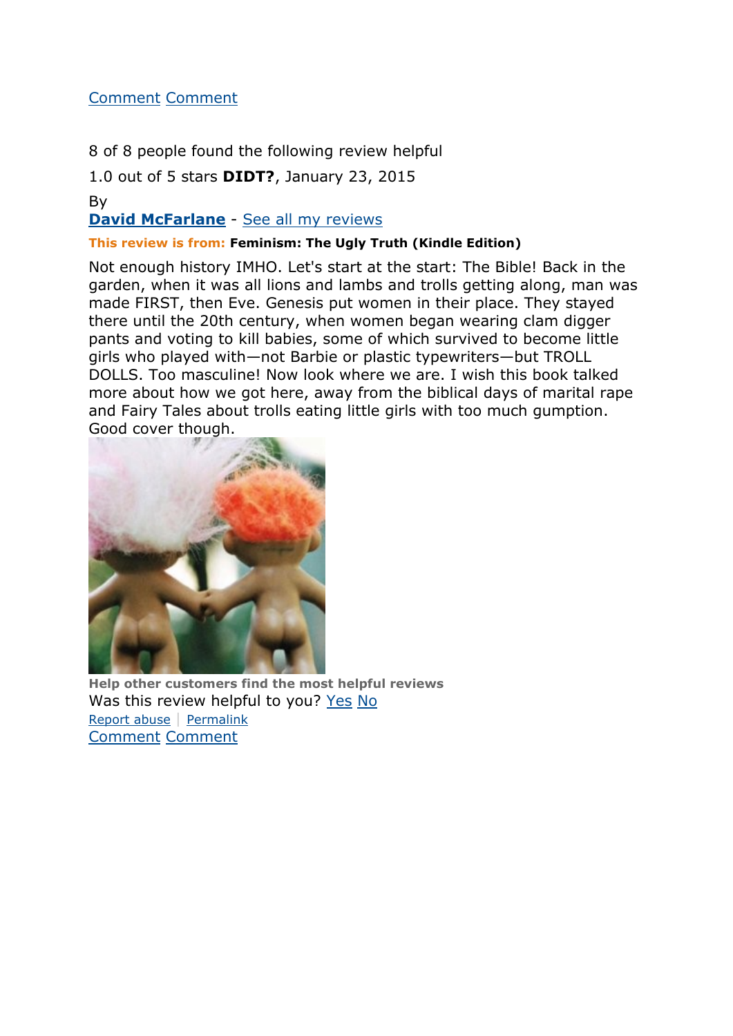Comment Comment

8 of 8 people found the following review helpful

1.0 out of 5 stars **DIDT?**, January 23, 2015

By

**David McFarlane** - See all my reviews

**This review is from: Feminism: The Ugly Truth (Kindle Edition)**

Not enough history IMHO. Let's start at the start: The Bible! Back in the garden, when it was all lions and lambs and trolls getting along, man was made FIRST, then Eve. Genesis put women in their place. They stayed there until the 20th century, when women began wearing clam digger pants and voting to kill babies, some of which survived to become little girls who played with—not Barbie or plastic typewriters—but TROLL DOLLS. Too masculine! Now look where we are. I wish this book talked more about how we got here, away from the biblical days of marital rape and Fairy Tales about trolls eating little girls with too much gumption. Good cover though.

**Help other customers find the most helpful reviews**

Was this review helpful to you? Yes No

Report abuse | Permalink

Comment Comment